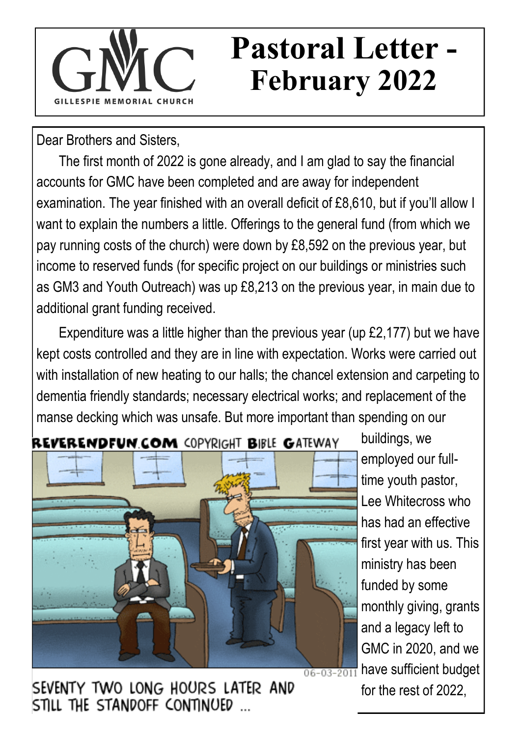# Pastoral Letter - February 2022

Dear Brothers and Sisters,

The first month of 2022 is gone already, and I am glad to say the financial accounts for GMC have been completed and are away for independent examination. The year finished with an overall deficit of £8,610, but if you'll allow I want to explain the numbers a little. Offerings to the general fund (from which we pay running costs of the church) were down by £8,592 on the previous year, but income to reserved funds (for specific project on our buildings or ministries such as GM3 and Youth Outreach) was up £8,213 on the previous year, in main due to additional grant funding received.

Expenditure was a little higher than the previous year (up £2,177) but we have kept costs controlled and they are in line with expectation. Works were carried out with installation of new heating to our halls; the chancel extension and carpeting to dementia friendly standards; necessary electrical works; and replacement of the manse decking which was unsafe. But more important than spending on our buildings, we employed our full-time youth pastor, Lee Whitecross who has had an effective first year with us. This ministry has been funded by some monthly giving, grants and a legacy left to GMC in 2020, and we have sufficient budget for the rest of 2022,

REVERENDFUN.COM COPYRIGHT BIBLE GATEWAY

SEVENTY TWO LONG HOURS LATER AND STILL THE STANDOFF CONTINUED ...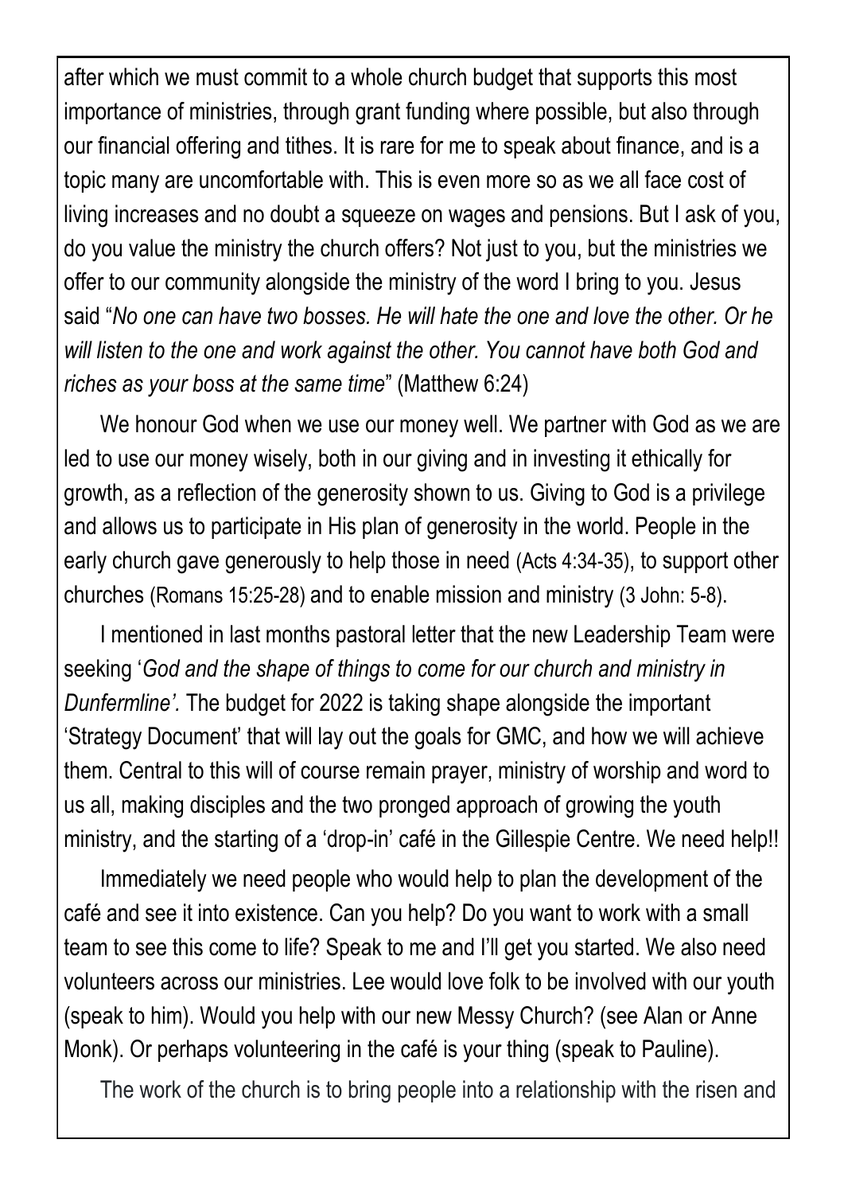after which we must commit to a whole church budget that supports this most importance of ministries, through grant funding where possible, but also through our financial offering and tithes. It is rare for me to speak about finance, and is a topic many are uncomfortable with. This is even more so as we all face cost of living increases and no doubt a squeeze on wages and pensions. But I ask of you, do you value the ministry the church offers? Not just to you, but the ministries we offer to our community alongside the ministry of the word I bring to you. Jesus said "*No one can have two bosses. He will hate the one and love the other. Or he will listen to the one and work against the other. You cannot have both God and riches as your boss at the same time*" (Matthew 6:24)

We honour God when we use our money well. We partner with God as we are led to use our money wisely, both in our giving and in investing it ethically for growth, as a reflection of the generosity shown to us. Giving to God is a privilege and allows us to participate in His plan of generosity in the world. People in the early church gave generously to help those in need (Acts 4:34-35), to support other churches (Romans 15:25-28) and to enable mission and ministry (3 John: 5-8).

I mentioned in last months pastoral letter that the new Leadership Team were seeking '*God and the shape of things to come for our church and ministry in Dunfermline'.* The budget for 2022 is taking shape alongside the important 'Strategy Document' that will lay out the goals for GMC, and how we will achieve them. Central to this will of course remain prayer, ministry of worship and word to us all, making disciples and the two pronged approach of growing the youth ministry, and the starting of a 'drop-in' café in the Gillespie Centre. We need help!!

Immediately we need people who would help to plan the development of the café and see it into existence. Can you help? Do you want to work with a small team to see this come to life? Speak to me and I'll get you started. We also need volunteers across our ministries. Lee would love folk to be involved with our youth (speak to him). Would you help with our new Messy Church? (see Alan or Anne Monk). Or perhaps volunteering in the café is your thing (speak to Pauline).

The work of the church is to bring people into a relationship with the risen and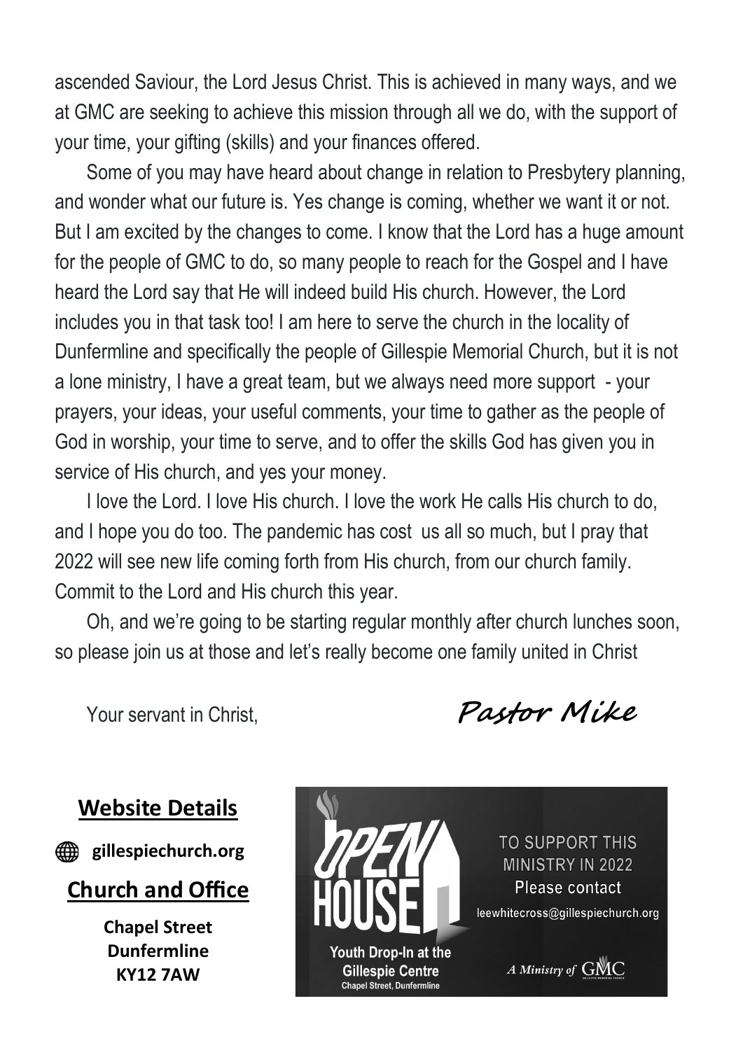ascended Saviour, the Lord Jesus Christ. This is achieved in many ways, and we at GMC are seeking to achieve this mission through all we do, with the support of your time, your gifting (skills) and your finances offered.

Some of you may have heard about change in relation to Presbytery planning, and wonder what our future is. Yes change is coming, whether we want it or not. But I am excited by the changes to come. I know that the Lord has a huge amount for the people of GMC to do, so many people to reach for the Gospel and I have heard the Lord say that He will indeed build His church. However, the Lord includes you in that task too! I am here to serve the church in the locality of Dunfermline and specifically the people of Gillespie Memorial Church, but it is not a lone ministry, I have a great team, but we always need more support - your prayers, your ideas, your useful comments, your time to gather as the people of God in worship, your time to serve, and to offer the skills God has given you in service of His church, and yes your money.

I love the Lord. I love His church. I love the work He calls His church to do, and I hope you do too. The pandemic has cost us all so much, but I pray that 2022 will see new life coming forth from His church, from our church family. Commit to the Lord and His church this year.

Oh, and we're going to be starting regular monthly after church lunches soon, so please join us at those and let's really become one family united in Christ

Your servant in Christ, *Pastor Mike*

## Website Details

**gillespiechurch.org**

## Church and Office

**Chapel Street**
**Dunfermline**
**KY12 7AW**

OPEN HOUSE

Youth Drop-In at the Gillespie Centre
Chapel Street, Dunfermline

TO SUPPORT THIS MINISTRY IN 2022
Please contact
leewhitecross@gillespiechurch.org

*A Ministry of* GMC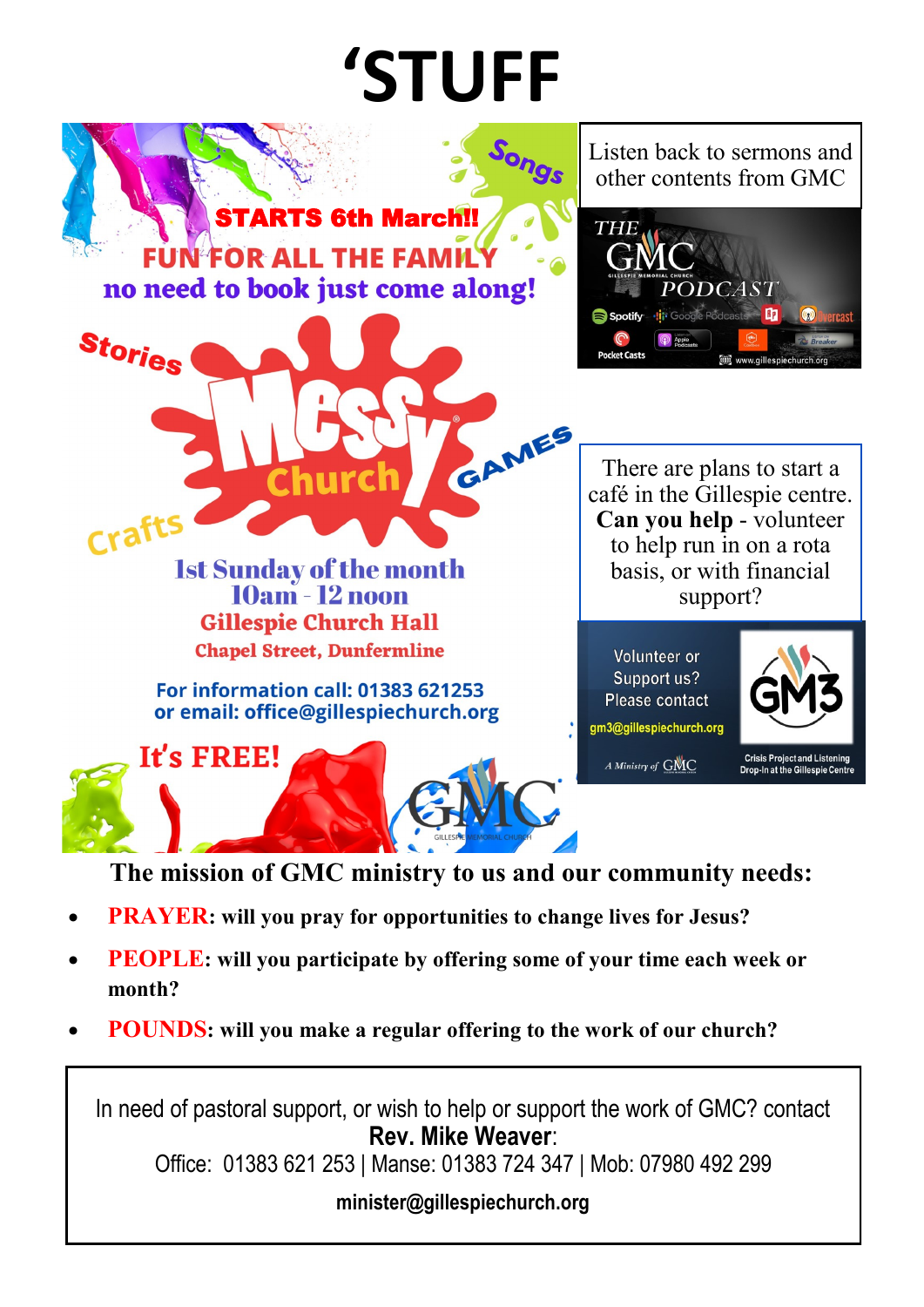# 'STUFF

Songs

**STARTS 6th March!!**

**FUN FOR ALL THE FAMILY**

**no need to book just come along!**

Stories

Messy Church

GAMES

Crafts

**1st Sunday of the month**
**10am - 12 noon**
**Gillespie Church Hall**
**Chapel Street, Dunfermline**

**For information call: 01383 621253**
**or email: office@gillespiechurch.org**

**It's FREE!**

GMC

Listen back to sermons and other contents from GMC

THE GMC PODCAST

Spotify · Google Podcasts · Overcast · Pocket Casts · Apple Podcasts · Breaker

www.gillespiechurch.org

There are plans to start a café in the Gillespie centre. **Can you help** - volunteer to help run in on a rota basis, or with financial support?

Volunteer or Support us? Please contact

gm3@gillespiechurch.org

A Ministry of GMC

GM3

Crisis Project and Listening Drop-In at the Gillespie Centre

**The mission of GMC ministry to us and our community needs:**

- **PRAYER: will you pray for opportunities to change lives for Jesus?**
- **PEOPLE: will you participate by offering some of your time each week or month?**
- **POUNDS: will you make a regular offering to the work of our church?**

In need of pastoral support, or wish to help or support the work of GMC? contact
**Rev. Mike Weaver**:
Office: 01383 621 253 | Manse: 01383 724 347 | Mob: 07980 492 299

**minister@gillespiechurch.org**